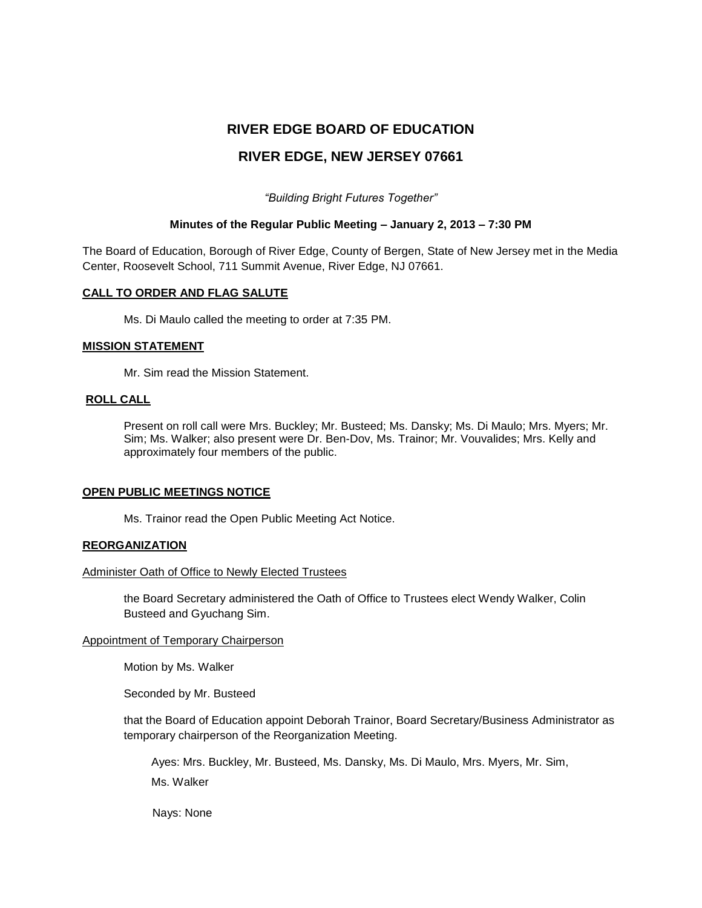# RIVER EDGE BOARD OF EDUCATION

# RIVER EDGE, NEW JERSEY 07661

*"Building Bright Futures Together"*

**Minutes of the Regular Public Meeting – January 2, 2013 – 7:30 PM**

The Board of Education, Borough of River Edge, County of Bergen, State of New Jersey met in the Media Center, Roosevelt School, 711 Summit Avenue, River Edge, NJ 07661.

**CALL TO ORDER AND FLAG SALUTE**

Ms. Di Maulo called the meeting to order at 7:35 PM.

**MISSION STATEMENT**

Mr. Sim read the Mission Statement.

**ROLL CALL**

Present on roll call were Mrs. Buckley; Mr. Busteed; Ms. Dansky; Ms. Di Maulo; Mrs. Myers; Mr. Sim; Ms. Walker; also present were Dr. Ben-Dov, Ms. Trainor; Mr. Vouvalides; Mrs. Kelly and approximately four members of the public.

**OPEN PUBLIC MEETINGS NOTICE**

Ms. Trainor read the Open Public Meeting Act Notice.

**REORGANIZATION**

Administer Oath of Office to Newly Elected Trustees

the Board Secretary administered the Oath of Office to Trustees elect Wendy Walker, Colin Busteed and Gyuchang Sim.

Appointment of Temporary Chairperson

Motion by Ms. Walker

Seconded by Mr. Busteed

that the Board of Education appoint Deborah Trainor, Board Secretary/Business Administrator as temporary chairperson of the Reorganization Meeting.

Ayes: Mrs. Buckley, Mr. Busteed, Ms. Dansky, Ms. Di Maulo, Mrs. Myers, Mr. Sim, Ms. Walker

Nays: None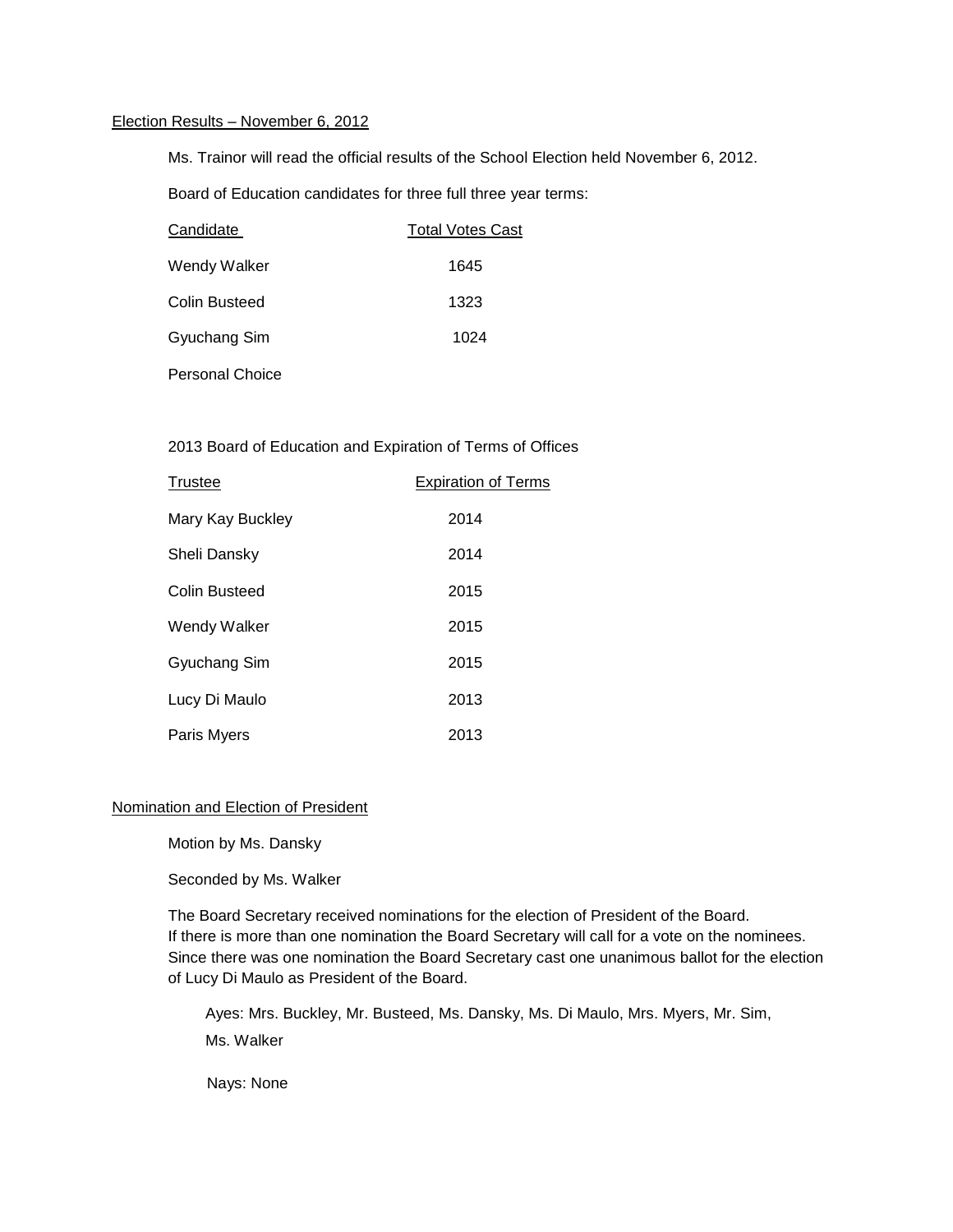## Election Results – November 6, 2012

Ms. Trainor will read the official results of the School Election held November 6, 2012.

Board of Education candidates for three full three year terms:

| Candidate | Total Votes Cast |
|---|---|
| Wendy Walker | 1645 |
| Colin Busteed | 1323 |
| Gyuchang Sim | 1024 |
| Personal Choice | |

2013 Board of Education and Expiration of Terms of Offices

| Trustee | Expiration of Terms |
|---|---|
| Mary Kay Buckley | 2014 |
| Sheli Dansky | 2014 |
| Colin Busteed | 2015 |
| Wendy Walker | 2015 |
| Gyuchang Sim | 2015 |
| Lucy Di Maulo | 2013 |
| Paris Myers | 2013 |

## Nomination and Election of President

Motion by Ms. Dansky

Seconded by Ms. Walker

The Board Secretary received nominations for the election of President of the Board. If there is more than one nomination the Board Secretary will call for a vote on the nominees. Since there was one nomination the Board Secretary cast one unanimous ballot for the election of Lucy Di Maulo as President of the Board.

Ayes: Mrs. Buckley, Mr. Busteed, Ms. Dansky, Ms. Di Maulo, Mrs. Myers, Mr. Sim, Ms. Walker

Nays: None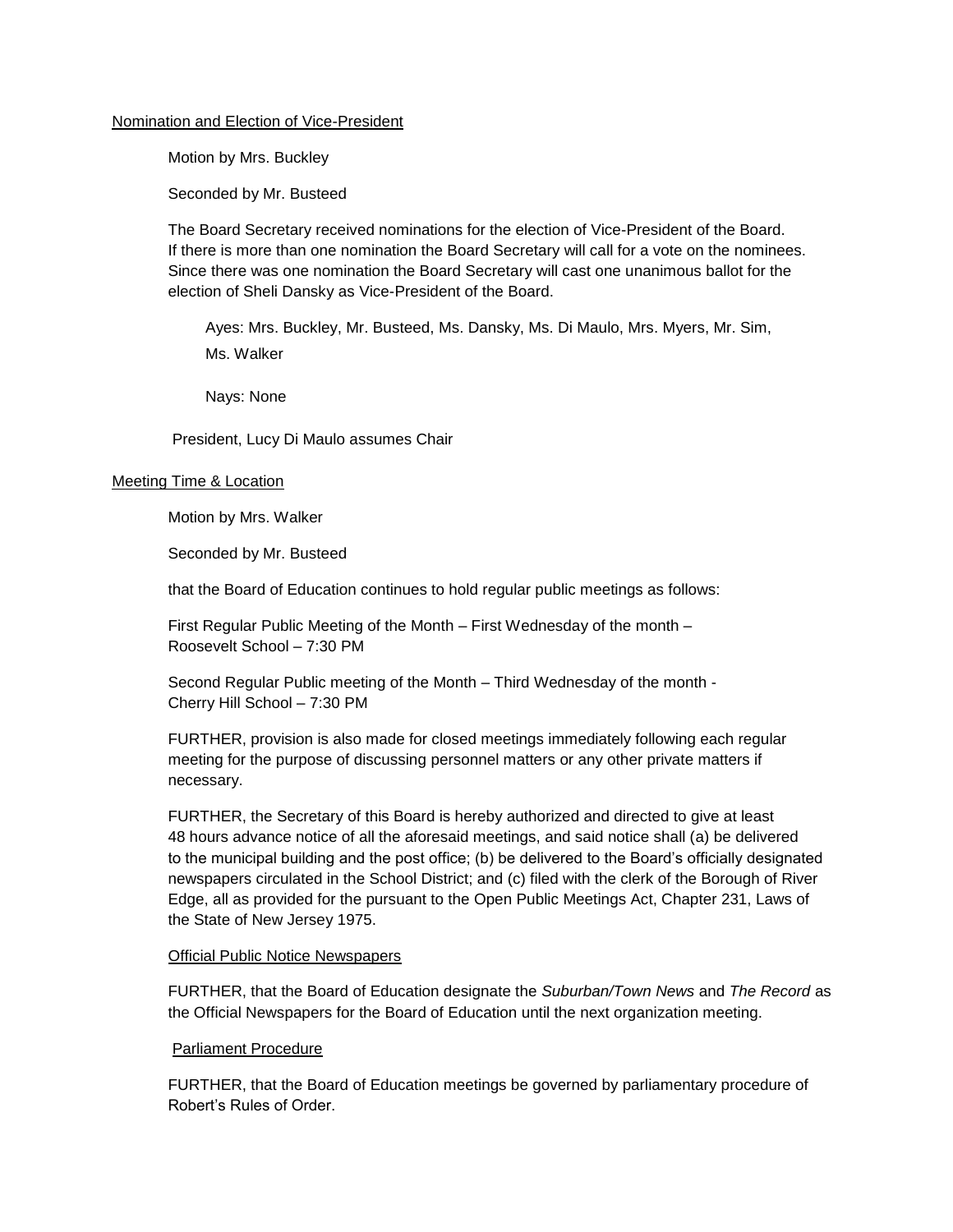Nomination and Election of Vice-President

Motion by Mrs. Buckley

Seconded by Mr. Busteed

The Board Secretary received nominations for the election of Vice-President of the Board. If there is more than one nomination the Board Secretary will call for a vote on the nominees. Since there was one nomination the Board Secretary will cast one unanimous ballot for the election of Sheli Dansky as Vice-President of the Board.

Ayes: Mrs. Buckley, Mr. Busteed, Ms. Dansky, Ms. Di Maulo, Mrs. Myers, Mr. Sim, Ms. Walker

Nays: None

President, Lucy Di Maulo assumes Chair

Meeting Time & Location

Motion by Mrs. Walker

Seconded by Mr. Busteed

that the Board of Education continues to hold regular public meetings as follows:

First Regular Public Meeting of the Month – First Wednesday of the month – Roosevelt School – 7:30 PM

Second Regular Public meeting of the Month – Third Wednesday of the month - Cherry Hill School – 7:30 PM

FURTHER, provision is also made for closed meetings immediately following each regular meeting for the purpose of discussing personnel matters or any other private matters if necessary.

FURTHER, the Secretary of this Board is hereby authorized and directed to give at least 48 hours advance notice of all the aforesaid meetings, and said notice shall (a) be delivered to the municipal building and the post office; (b) be delivered to the Board's officially designated newspapers circulated in the School District; and (c) filed with the clerk of the Borough of River Edge, all as provided for the pursuant to the Open Public Meetings Act, Chapter 231, Laws of the State of New Jersey 1975.

Official Public Notice Newspapers

FURTHER, that the Board of Education designate the *Suburban/Town News* and *The Record* as the Official Newspapers for the Board of Education until the next organization meeting.

Parliament Procedure

FURTHER, that the Board of Education meetings be governed by parliamentary procedure of Robert's Rules of Order.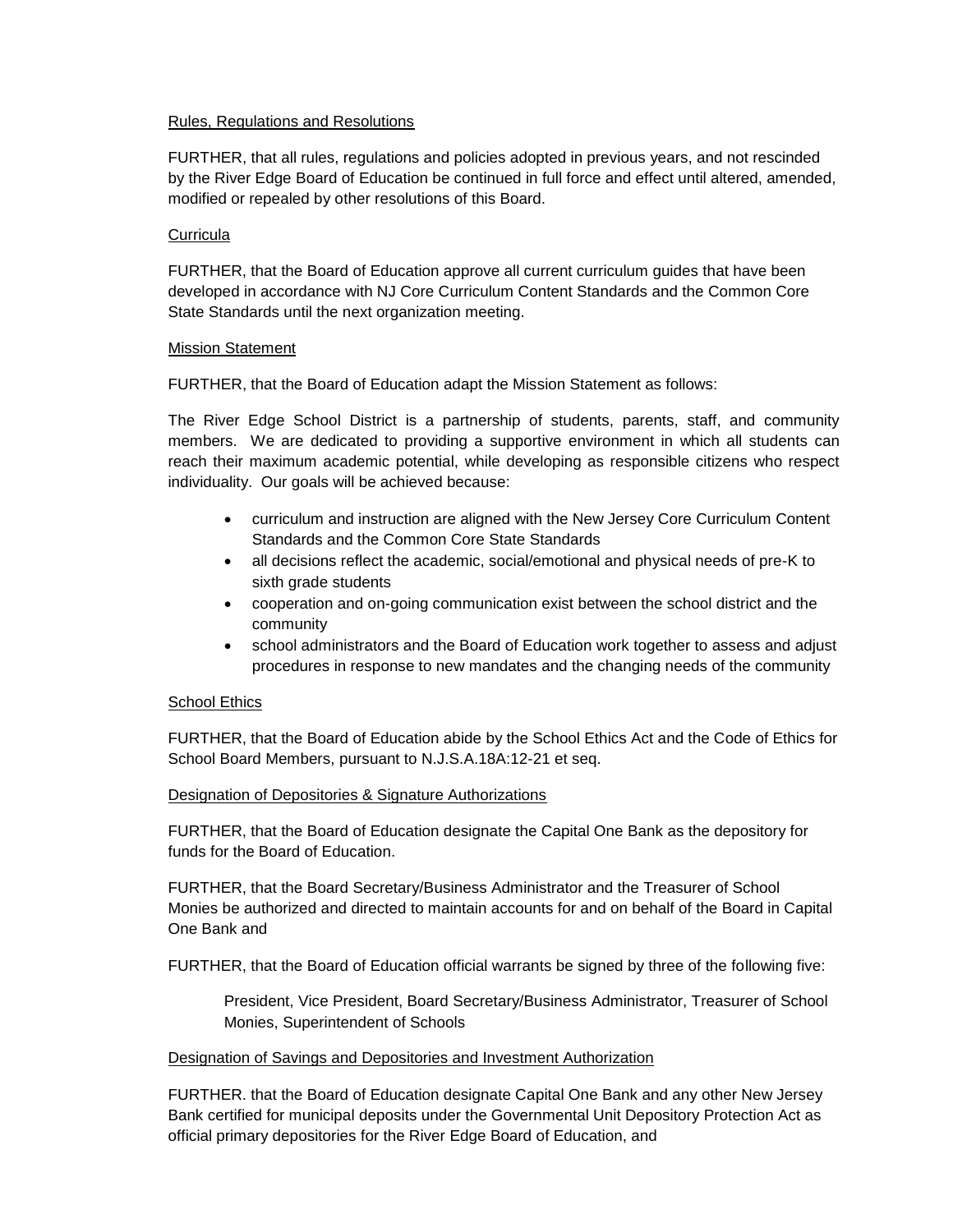<u>Rules, Regulations and Resolutions</u>

FURTHER, that all rules, regulations and policies adopted in previous years, and not rescinded by the River Edge Board of Education be continued in full force and effect until altered, amended, modified or repealed by other resolutions of this Board.

<u>Curricula</u>

FURTHER, that the Board of Education approve all current curriculum guides that have been developed in accordance with NJ Core Curriculum Content Standards and the Common Core State Standards until the next organization meeting.

<u>Mission Statement</u>

FURTHER, that the Board of Education adapt the Mission Statement as follows:

The River Edge School District is a partnership of students, parents, staff, and community members. We are dedicated to providing a supportive environment in which all students can reach their maximum academic potential, while developing as responsible citizens who respect individuality. Our goals will be achieved because:

- curriculum and instruction are aligned with the New Jersey Core Curriculum Content Standards and the Common Core State Standards
- all decisions reflect the academic, social/emotional and physical needs of pre-K to sixth grade students
- cooperation and on-going communication exist between the school district and the community
- school administrators and the Board of Education work together to assess and adjust procedures in response to new mandates and the changing needs of the community

<u>School Ethics</u>

FURTHER, that the Board of Education abide by the School Ethics Act and the Code of Ethics for School Board Members, pursuant to N.J.S.A.18A:12-21 et seq.

<u>Designation of Depositories & Signature Authorizations</u>

FURTHER, that the Board of Education designate the Capital One Bank as the depository for funds for the Board of Education.

FURTHER, that the Board Secretary/Business Administrator and the Treasurer of School Monies be authorized and directed to maintain accounts for and on behalf of the Board in Capital One Bank and

FURTHER, that the Board of Education official warrants be signed by three of the following five:

President, Vice President, Board Secretary/Business Administrator, Treasurer of School Monies, Superintendent of Schools

<u>Designation of Savings and Depositories and Investment Authorization</u>

FURTHER. that the Board of Education designate Capital One Bank and any other New Jersey Bank certified for municipal deposits under the Governmental Unit Depository Protection Act as official primary depositories for the River Edge Board of Education, and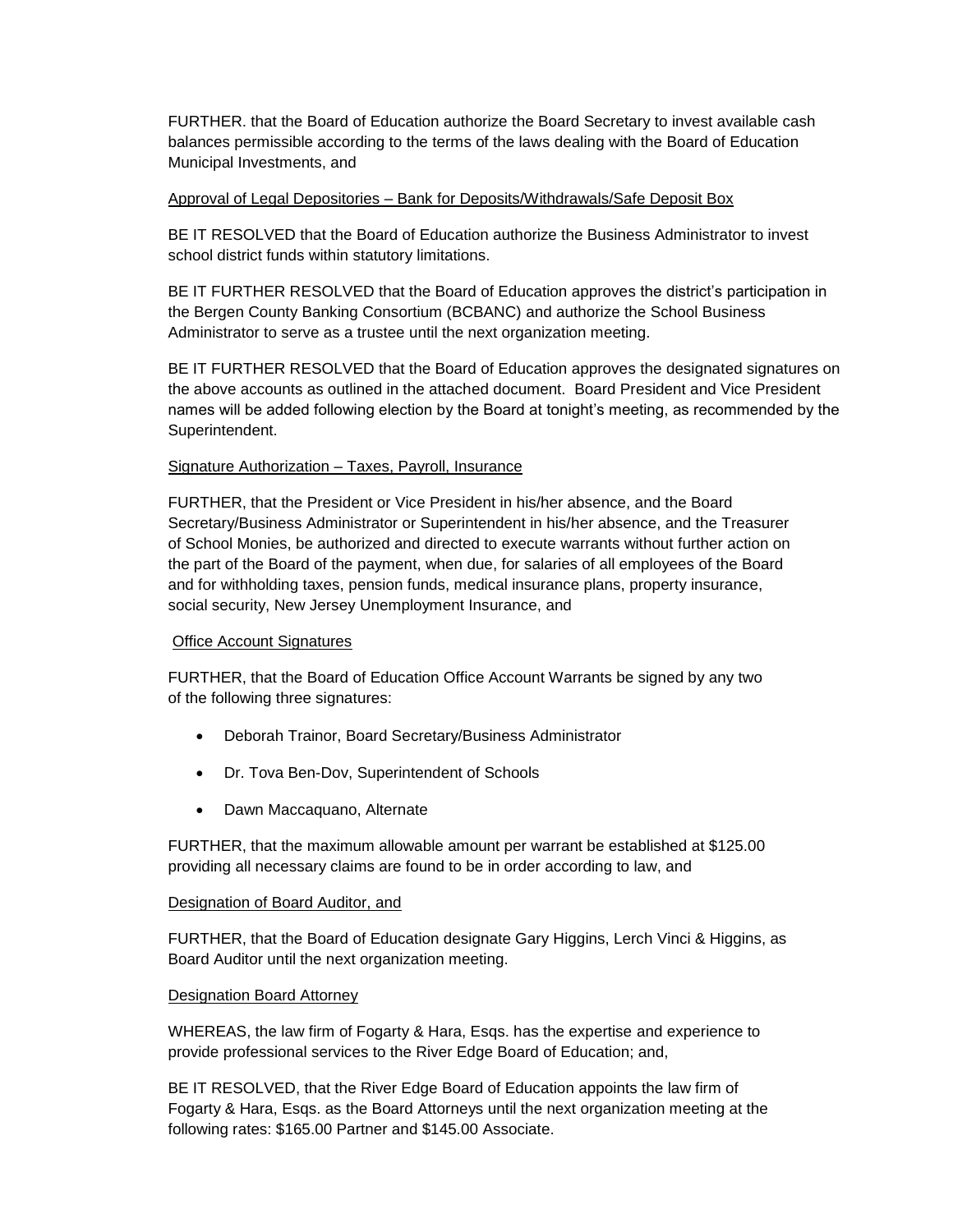FURTHER. that the Board of Education authorize the Board Secretary to invest available cash balances permissible according to the terms of the laws dealing with the Board of Education Municipal Investments, and

<u>Approval of Legal Depositories – Bank for Deposits/Withdrawals/Safe Deposit Box</u>

BE IT RESOLVED that the Board of Education authorize the Business Administrator to invest school district funds within statutory limitations.

BE IT FURTHER RESOLVED that the Board of Education approves the district's participation in the Bergen County Banking Consortium (BCBANC) and authorize the School Business Administrator to serve as a trustee until the next organization meeting.

BE IT FURTHER RESOLVED that the Board of Education approves the designated signatures on the above accounts as outlined in the attached document. Board President and Vice President names will be added following election by the Board at tonight's meeting, as recommended by the Superintendent.

<u>Signature Authorization – Taxes, Payroll, Insurance</u>

FURTHER, that the President or Vice President in his/her absence, and the Board Secretary/Business Administrator or Superintendent in his/her absence, and the Treasurer of School Monies, be authorized and directed to execute warrants without further action on the part of the Board of the payment, when due, for salaries of all employees of the Board and for withholding taxes, pension funds, medical insurance plans, property insurance, social security, New Jersey Unemployment Insurance, and

<u>Office Account Signatures</u>

FURTHER, that the Board of Education Office Account Warrants be signed by any two of the following three signatures:

- Deborah Trainor, Board Secretary/Business Administrator
- Dr. Tova Ben-Dov, Superintendent of Schools
- Dawn Maccaquano, Alternate

FURTHER, that the maximum allowable amount per warrant be established at $125.00 providing all necessary claims are found to be in order according to law, and

<u>Designation of Board Auditor, and</u>

FURTHER, that the Board of Education designate Gary Higgins, Lerch Vinci & Higgins, as Board Auditor until the next organization meeting.

<u>Designation Board Attorney</u>

WHEREAS, the law firm of Fogarty & Hara, Esqs. has the expertise and experience to provide professional services to the River Edge Board of Education; and,

BE IT RESOLVED, that the River Edge Board of Education appoints the law firm of Fogarty & Hara, Esqs. as the Board Attorneys until the next organization meeting at the following rates: $165.00 Partner and $145.00 Associate.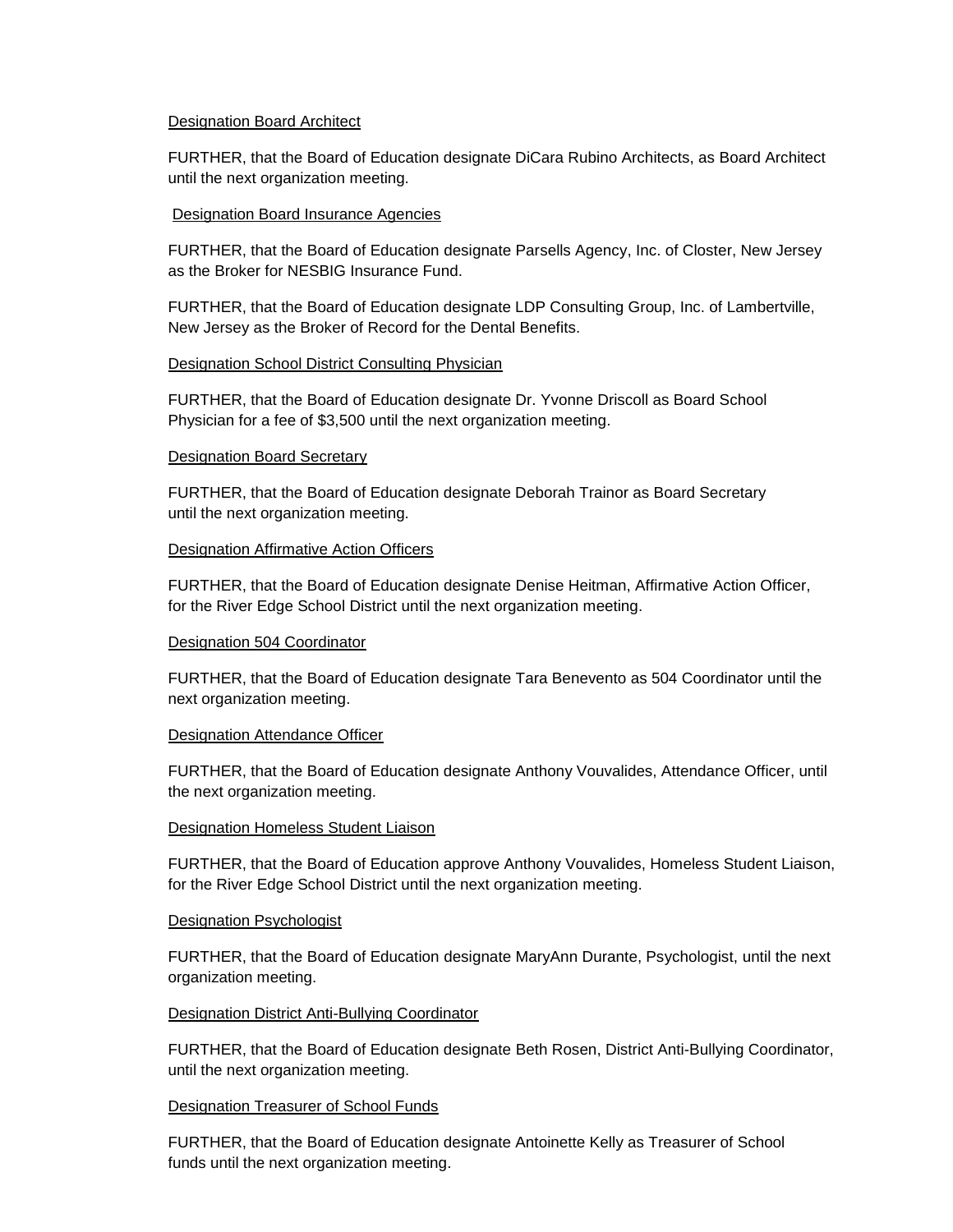Designation Board Architect

FURTHER, that the Board of Education designate DiCara Rubino Architects, as Board Architect until the next organization meeting.

Designation Board Insurance Agencies

FURTHER, that the Board of Education designate Parsells Agency, Inc. of Closter, New Jersey as the Broker for NESBIG Insurance Fund.

FURTHER, that the Board of Education designate LDP Consulting Group, Inc. of Lambertville, New Jersey as the Broker of Record for the Dental Benefits.

Designation School District Consulting Physician

FURTHER, that the Board of Education designate Dr. Yvonne Driscoll as Board School Physician for a fee of $3,500 until the next organization meeting.

Designation Board Secretary

FURTHER, that the Board of Education designate Deborah Trainor as Board Secretary until the next organization meeting.

Designation Affirmative Action Officers

FURTHER, that the Board of Education designate Denise Heitman, Affirmative Action Officer, for the River Edge School District until the next organization meeting.

Designation 504 Coordinator

FURTHER, that the Board of Education designate Tara Benevento as 504 Coordinator until the next organization meeting.

Designation Attendance Officer

FURTHER, that the Board of Education designate Anthony Vouvalides, Attendance Officer, until the next organization meeting.

Designation Homeless Student Liaison

FURTHER, that the Board of Education approve Anthony Vouvalides, Homeless Student Liaison, for the River Edge School District until the next organization meeting.

Designation Psychologist

FURTHER, that the Board of Education designate MaryAnn Durante, Psychologist, until the next organization meeting.

Designation District Anti-Bullying Coordinator

FURTHER, that the Board of Education designate Beth Rosen, District Anti-Bullying Coordinator, until the next organization meeting.

Designation Treasurer of School Funds

FURTHER, that the Board of Education designate Antoinette Kelly as Treasurer of School funds until the next organization meeting.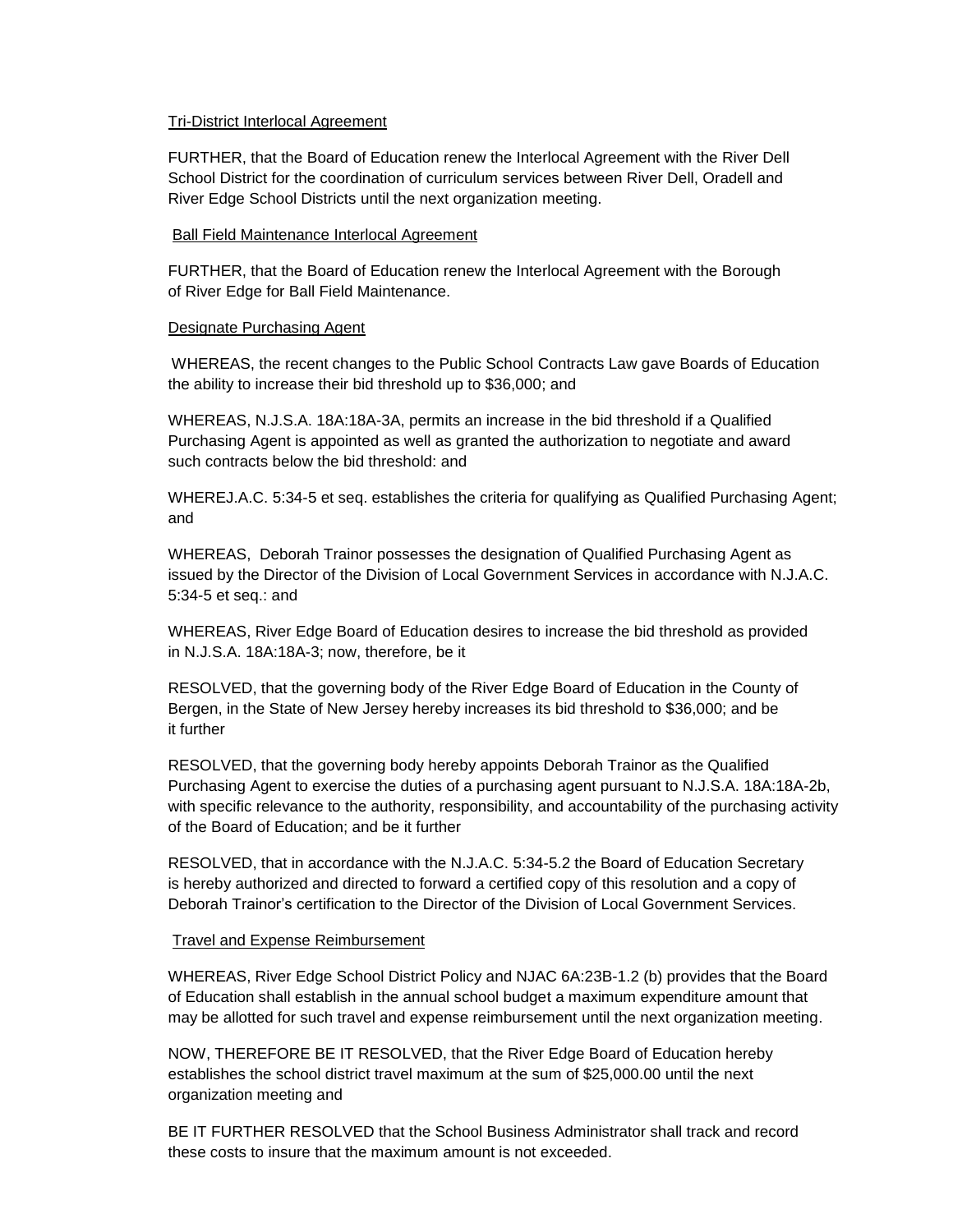Tri-District Interlocal Agreement

FURTHER, that the Board of Education renew the Interlocal Agreement with the River Dell School District for the coordination of curriculum services between River Dell, Oradell and River Edge School Districts until the next organization meeting.

Ball Field Maintenance Interlocal Agreement

FURTHER, that the Board of Education renew the Interlocal Agreement with the Borough of River Edge for Ball Field Maintenance.

Designate Purchasing Agent

WHEREAS, the recent changes to the Public School Contracts Law gave Boards of Education the ability to increase their bid threshold up to $36,000; and

WHEREAS, N.J.S.A. 18A:18A-3A, permits an increase in the bid threshold if a Qualified Purchasing Agent is appointed as well as granted the authorization to negotiate and award such contracts below the bid threshold: and

WHEREJ.A.C. 5:34-5 et seq. establishes the criteria for qualifying as Qualified Purchasing Agent; and

WHEREAS, Deborah Trainor possesses the designation of Qualified Purchasing Agent as issued by the Director of the Division of Local Government Services in accordance with N.J.A.C. 5:34-5 et seq.: and

WHEREAS, River Edge Board of Education desires to increase the bid threshold as provided in N.J.S.A. 18A:18A-3; now, therefore, be it

RESOLVED, that the governing body of the River Edge Board of Education in the County of Bergen, in the State of New Jersey hereby increases its bid threshold to $36,000; and be it further

RESOLVED, that the governing body hereby appoints Deborah Trainor as the Qualified Purchasing Agent to exercise the duties of a purchasing agent pursuant to N.J.S.A. 18A:18A-2b, with specific relevance to the authority, responsibility, and accountability of the purchasing activity of the Board of Education; and be it further

RESOLVED, that in accordance with the N.J.A.C. 5:34-5.2 the Board of Education Secretary is hereby authorized and directed to forward a certified copy of this resolution and a copy of Deborah Trainor's certification to the Director of the Division of Local Government Services.

Travel and Expense Reimbursement

WHEREAS, River Edge School District Policy and NJAC 6A:23B-1.2 (b) provides that the Board of Education shall establish in the annual school budget a maximum expenditure amount that may be allotted for such travel and expense reimbursement until the next organization meeting.

NOW, THEREFORE BE IT RESOLVED, that the River Edge Board of Education hereby establishes the school district travel maximum at the sum of $25,000.00 until the next organization meeting and

BE IT FURTHER RESOLVED that the School Business Administrator shall track and record these costs to insure that the maximum amount is not exceeded.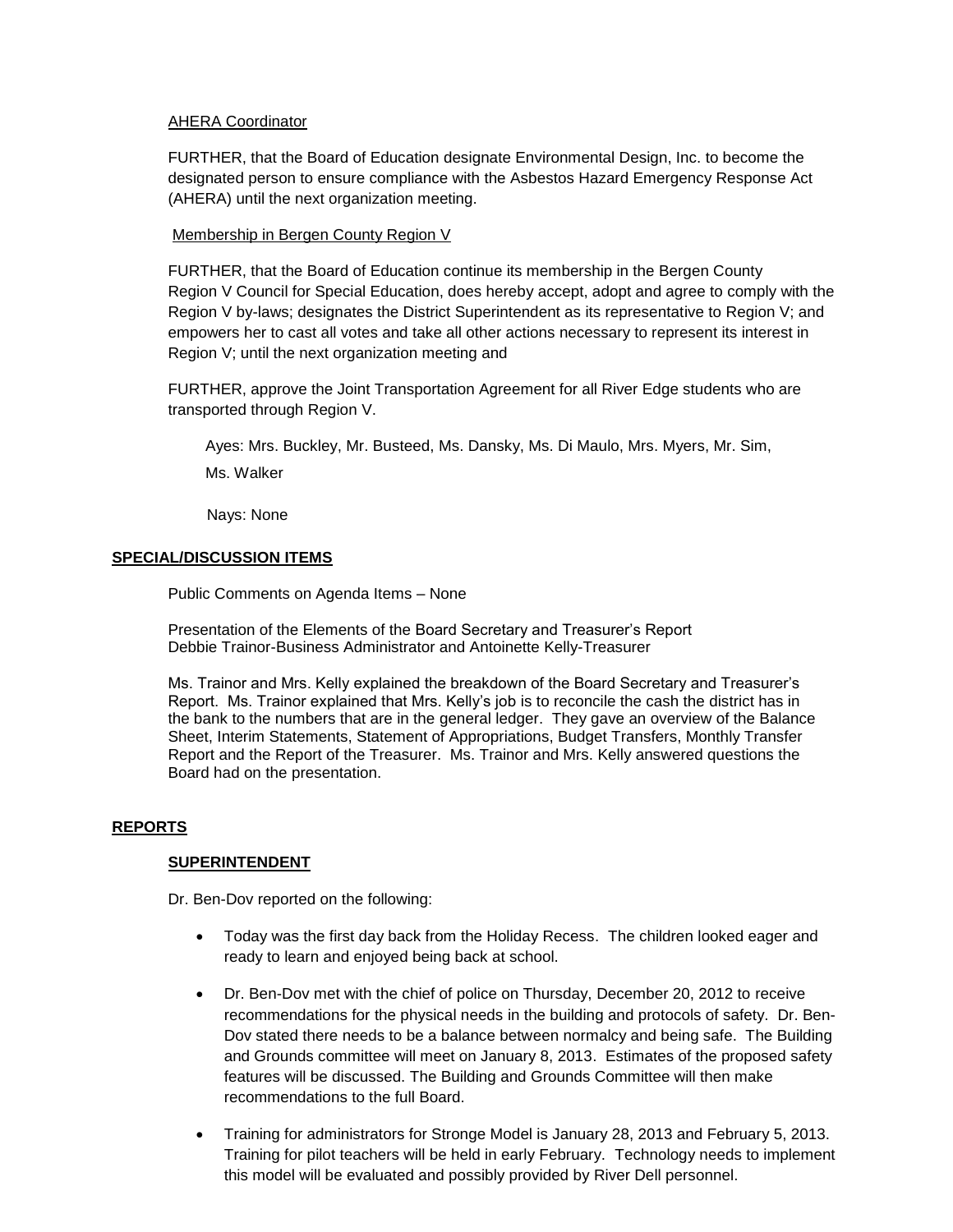AHERA Coordinator

FURTHER, that the Board of Education designate Environmental Design, Inc. to become the designated person to ensure compliance with the Asbestos Hazard Emergency Response Act (AHERA) until the next organization meeting.

Membership in Bergen County Region V

FURTHER, that the Board of Education continue its membership in the Bergen County Region V Council for Special Education, does hereby accept, adopt and agree to comply with the Region V by-laws; designates the District Superintendent as its representative to Region V; and empowers her to cast all votes and take all other actions necessary to represent its interest in Region V; until the next organization meeting and

FURTHER, approve the Joint Transportation Agreement for all River Edge students who are transported through Region V.

Ayes: Mrs. Buckley, Mr. Busteed, Ms. Dansky, Ms. Di Maulo, Mrs. Myers, Mr. Sim, Ms. Walker

Nays: None

## SPECIAL/DISCUSSION ITEMS

Public Comments on Agenda Items – None

Presentation of the Elements of the Board Secretary and Treasurer's Report
Debbie Trainor-Business Administrator and Antoinette Kelly-Treasurer

Ms. Trainor and Mrs. Kelly explained the breakdown of the Board Secretary and Treasurer's Report. Ms. Trainor explained that Mrs. Kelly's job is to reconcile the cash the district has in the bank to the numbers that are in the general ledger. They gave an overview of the Balance Sheet, Interim Statements, Statement of Appropriations, Budget Transfers, Monthly Transfer Report and the Report of the Treasurer. Ms. Trainor and Mrs. Kelly answered questions the Board had on the presentation.

## REPORTS

### SUPERINTENDENT

Dr. Ben-Dov reported on the following:

- Today was the first day back from the Holiday Recess. The children looked eager and ready to learn and enjoyed being back at school.
- Dr. Ben-Dov met with the chief of police on Thursday, December 20, 2012 to receive recommendations for the physical needs in the building and protocols of safety. Dr. Ben-Dov stated there needs to be a balance between normalcy and being safe. The Building and Grounds committee will meet on January 8, 2013. Estimates of the proposed safety features will be discussed. The Building and Grounds Committee will then make recommendations to the full Board.
- Training for administrators for Stronge Model is January 28, 2013 and February 5, 2013. Training for pilot teachers will be held in early February. Technology needs to implement this model will be evaluated and possibly provided by River Dell personnel.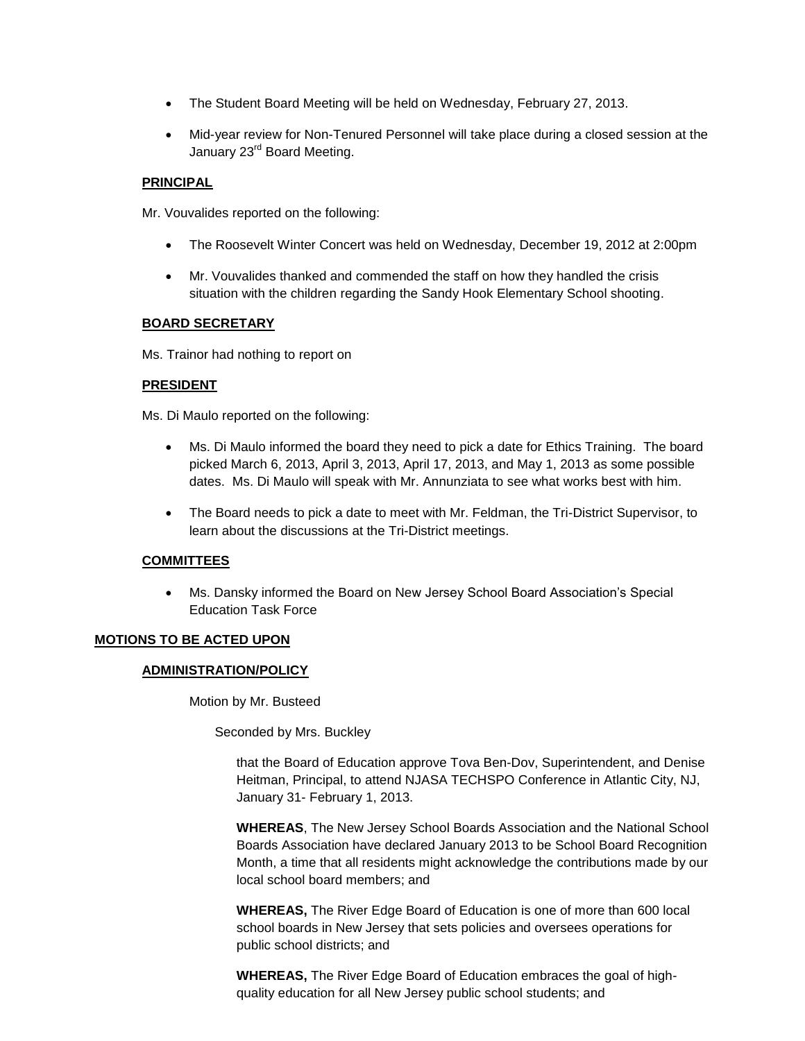- The Student Board Meeting will be held on Wednesday, February 27, 2013.
- Mid-year review for Non-Tenured Personnel will take place during a closed session at the January 23rd Board Meeting.

**PRINCIPAL**

Mr. Vouvalides reported on the following:

- The Roosevelt Winter Concert was held on Wednesday, December 19, 2012 at 2:00pm
- Mr. Vouvalides thanked and commended the staff on how they handled the crisis situation with the children regarding the Sandy Hook Elementary School shooting.

**BOARD SECRETARY**

Ms. Trainor had nothing to report on

**PRESIDENT**

Ms. Di Maulo reported on the following:

- Ms. Di Maulo informed the board they need to pick a date for Ethics Training. The board picked March 6, 2013, April 3, 2013, April 17, 2013, and May 1, 2013 as some possible dates. Ms. Di Maulo will speak with Mr. Annunziata to see what works best with him.
- The Board needs to pick a date to meet with Mr. Feldman, the Tri-District Supervisor, to learn about the discussions at the Tri-District meetings.

**COMMITTEES**

- Ms. Dansky informed the Board on New Jersey School Board Association's Special Education Task Force

**MOTIONS TO BE ACTED UPON**

**ADMINISTRATION/POLICY**

Motion by Mr. Busteed

Seconded by Mrs. Buckley

that the Board of Education approve Tova Ben-Dov, Superintendent, and Denise Heitman, Principal, to attend NJASA TECHSPO Conference in Atlantic City, NJ, January 31- February 1, 2013.

**WHEREAS**, The New Jersey School Boards Association and the National School Boards Association have declared January 2013 to be School Board Recognition Month, a time that all residents might acknowledge the contributions made by our local school board members; and

**WHEREAS,** The River Edge Board of Education is one of more than 600 local school boards in New Jersey that sets policies and oversees operations for public school districts; and

**WHEREAS,** The River Edge Board of Education embraces the goal of high-quality education for all New Jersey public school students; and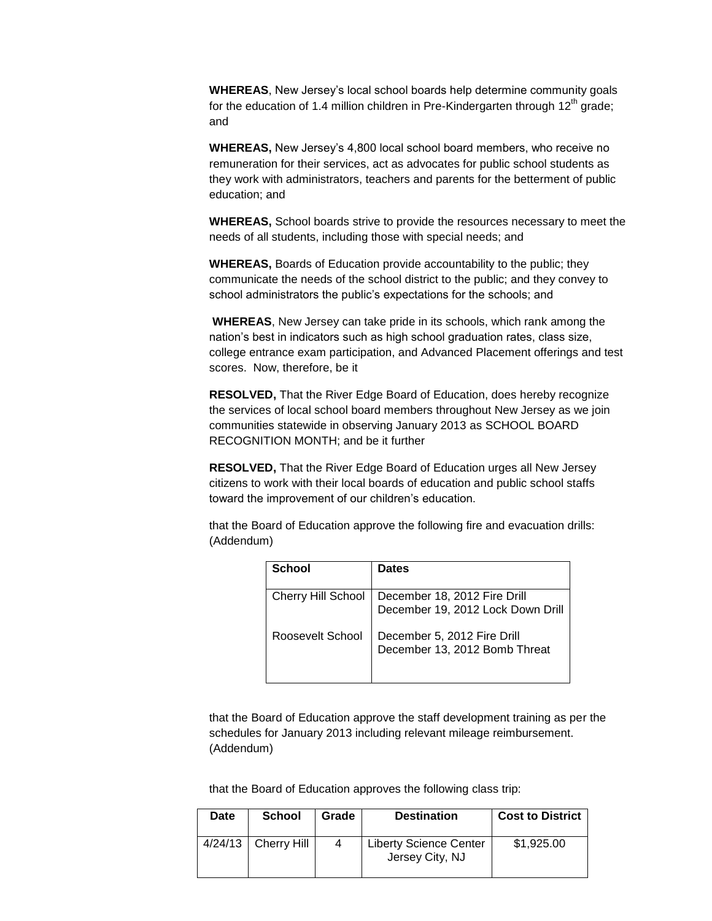**WHEREAS**, New Jersey's local school boards help determine community goals for the education of 1.4 million children in Pre-Kindergarten through 12th grade; and

**WHEREAS,** New Jersey's 4,800 local school board members, who receive no remuneration for their services, act as advocates for public school students as they work with administrators, teachers and parents for the betterment of public education; and

**WHEREAS,** School boards strive to provide the resources necessary to meet the needs of all students, including those with special needs; and

**WHEREAS,** Boards of Education provide accountability to the public; they communicate the needs of the school district to the public; and they convey to school administrators the public's expectations for the schools; and

**WHEREAS**, New Jersey can take pride in its schools, which rank among the nation's best in indicators such as high school graduation rates, class size, college entrance exam participation, and Advanced Placement offerings and test scores. Now, therefore, be it

**RESOLVED,** That the River Edge Board of Education, does hereby recognize the services of local school board members throughout New Jersey as we join communities statewide in observing January 2013 as SCHOOL BOARD RECOGNITION MONTH; and be it further

**RESOLVED,** That the River Edge Board of Education urges all New Jersey citizens to work with their local boards of education and public school staffs toward the improvement of our children's education.

that the Board of Education approve the following fire and evacuation drills: (Addendum)

| School | Dates |
|---|---|
| Cherry Hill School | December 18, 2012 Fire Drill<br>December 19, 2012 Lock Down Drill |
| Roosevelt School | December 5, 2012 Fire Drill<br>December 13, 2012 Bomb Threat |

that the Board of Education approve the staff development training as per the schedules for January 2013 including relevant mileage reimbursement. (Addendum)

that the Board of Education approves the following class trip:

| Date | School | Grade | Destination | Cost to District |
|---|---|---|---|---|
| 4/24/13 | Cherry Hill | 4 | Liberty Science Center Jersey City, NJ | $1,925.00 |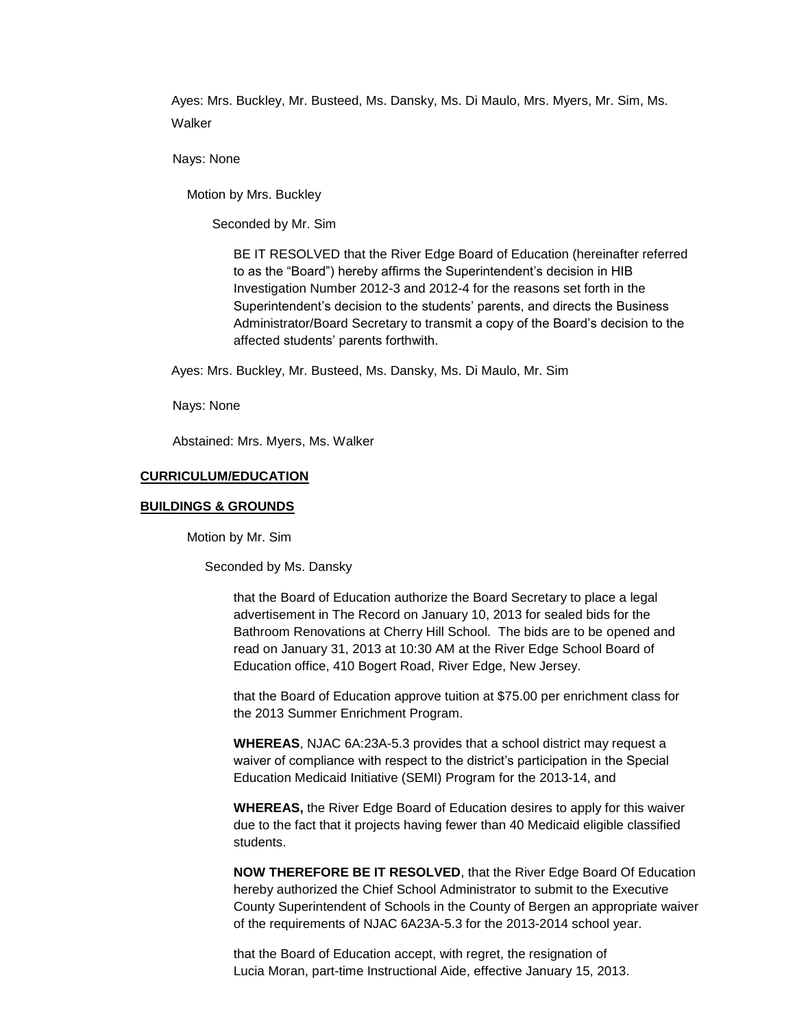Ayes: Mrs. Buckley, Mr. Busteed, Ms. Dansky, Ms. Di Maulo, Mrs. Myers, Mr. Sim, Ms. Walker

Nays: None

Motion by Mrs. Buckley

Seconded by Mr. Sim

BE IT RESOLVED that the River Edge Board of Education (hereinafter referred to as the "Board") hereby affirms the Superintendent's decision in HIB Investigation Number 2012-3 and 2012-4 for the reasons set forth in the Superintendent's decision to the students' parents, and directs the Business Administrator/Board Secretary to transmit a copy of the Board's decision to the affected students' parents forthwith.

Ayes: Mrs. Buckley, Mr. Busteed, Ms. Dansky, Ms. Di Maulo, Mr. Sim

Nays: None

Abstained: Mrs. Myers, Ms. Walker

## CURRICULUM/EDUCATION

## BUILDINGS & GROUNDS

Motion by Mr. Sim

Seconded by Ms. Dansky

that the Board of Education authorize the Board Secretary to place a legal advertisement in The Record on January 10, 2013 for sealed bids for the Bathroom Renovations at Cherry Hill School. The bids are to be opened and read on January 31, 2013 at 10:30 AM at the River Edge School Board of Education office, 410 Bogert Road, River Edge, New Jersey.

that the Board of Education approve tuition at $75.00 per enrichment class for the 2013 Summer Enrichment Program.

**WHEREAS**, NJAC 6A:23A-5.3 provides that a school district may request a waiver of compliance with respect to the district's participation in the Special Education Medicaid Initiative (SEMI) Program for the 2013-14, and

**WHEREAS,** the River Edge Board of Education desires to apply for this waiver due to the fact that it projects having fewer than 40 Medicaid eligible classified students.

**NOW THEREFORE BE IT RESOLVED**, that the River Edge Board Of Education hereby authorized the Chief School Administrator to submit to the Executive County Superintendent of Schools in the County of Bergen an appropriate waiver of the requirements of NJAC 6A23A-5.3 for the 2013-2014 school year.

that the Board of Education accept, with regret, the resignation of Lucia Moran, part-time Instructional Aide, effective January 15, 2013.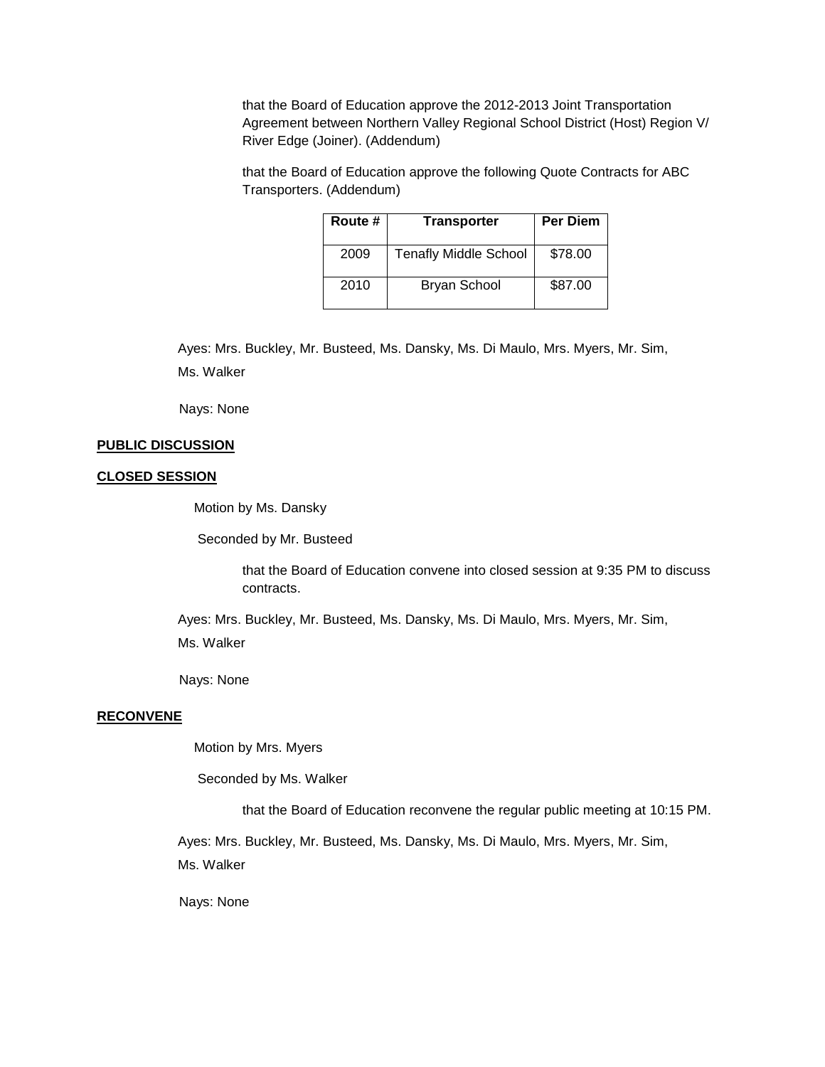that the Board of Education approve the 2012-2013 Joint Transportation Agreement between Northern Valley Regional School District (Host) Region V/ River Edge (Joiner). (Addendum)

that the Board of Education approve the following Quote Contracts for ABC Transporters. (Addendum)

| Route # | Transporter | Per Diem |
|---|---|---|
| 2009 | Tenafly Middle School | $78.00 |
| 2010 | Bryan School | $87.00 |

Ayes: Mrs. Buckley, Mr. Busteed, Ms. Dansky, Ms. Di Maulo, Mrs. Myers, Mr. Sim, Ms. Walker

Nays: None

**PUBLIC DISCUSSION**

**CLOSED SESSION**

Motion by Ms. Dansky

Seconded by Mr. Busteed

that the Board of Education convene into closed session at 9:35 PM to discuss contracts.

Ayes: Mrs. Buckley, Mr. Busteed, Ms. Dansky, Ms. Di Maulo, Mrs. Myers, Mr. Sim, Ms. Walker

Nays: None

**RECONVENE**

Motion by Mrs. Myers

Seconded by Ms. Walker

that the Board of Education reconvene the regular public meeting at 10:15 PM.

Ayes: Mrs. Buckley, Mr. Busteed, Ms. Dansky, Ms. Di Maulo, Mrs. Myers, Mr. Sim, Ms. Walker

Nays: None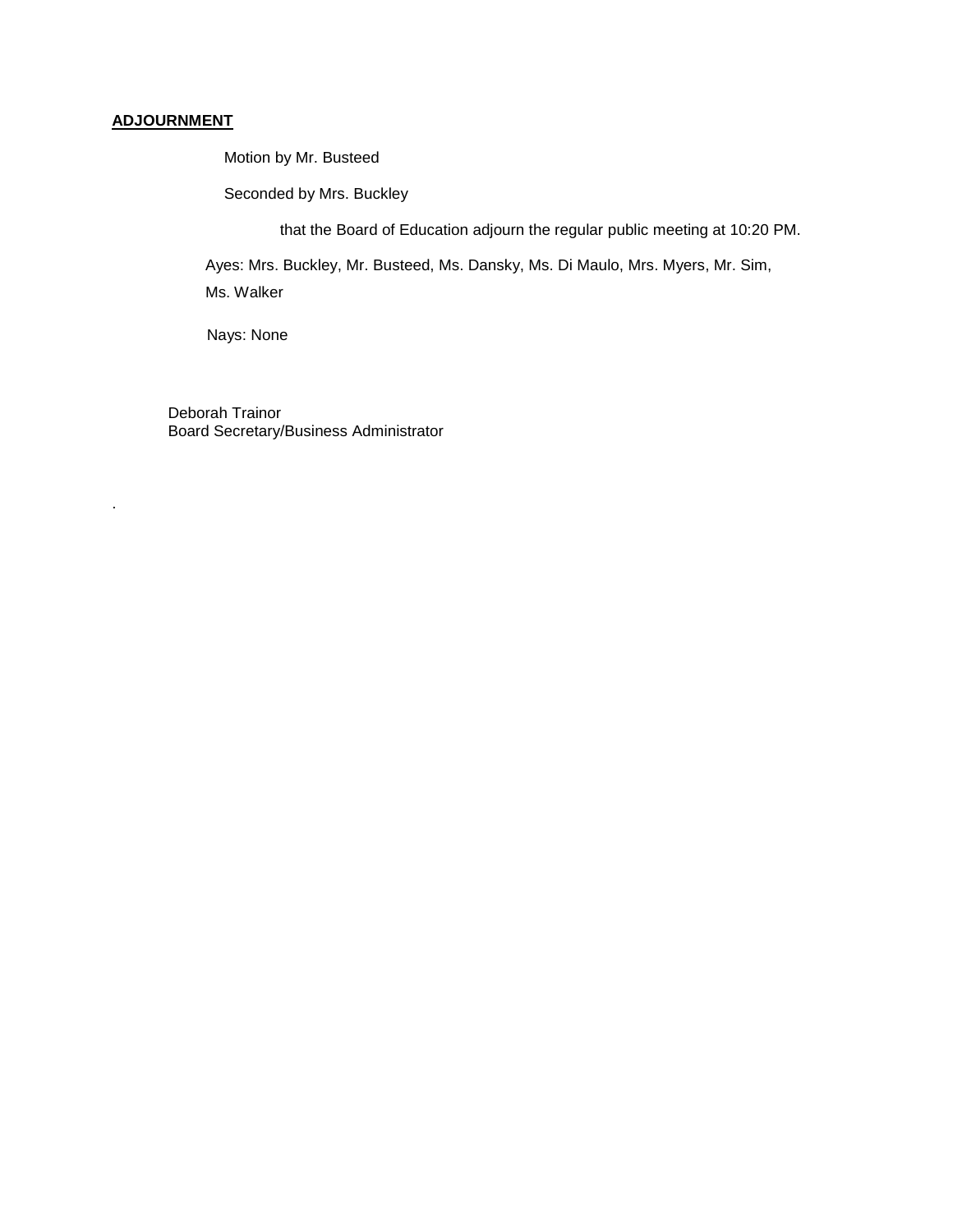**ADJOURNMENT**

Motion by Mr. Busteed

Seconded by Mrs. Buckley

that the Board of Education adjourn the regular public meeting at 10:20 PM.

Ayes: Mrs. Buckley, Mr. Busteed, Ms. Dansky, Ms. Di Maulo, Mrs. Myers, Mr. Sim, Ms. Walker

Nays: None

Deborah Trainor
Board Secretary/Business Administrator

.